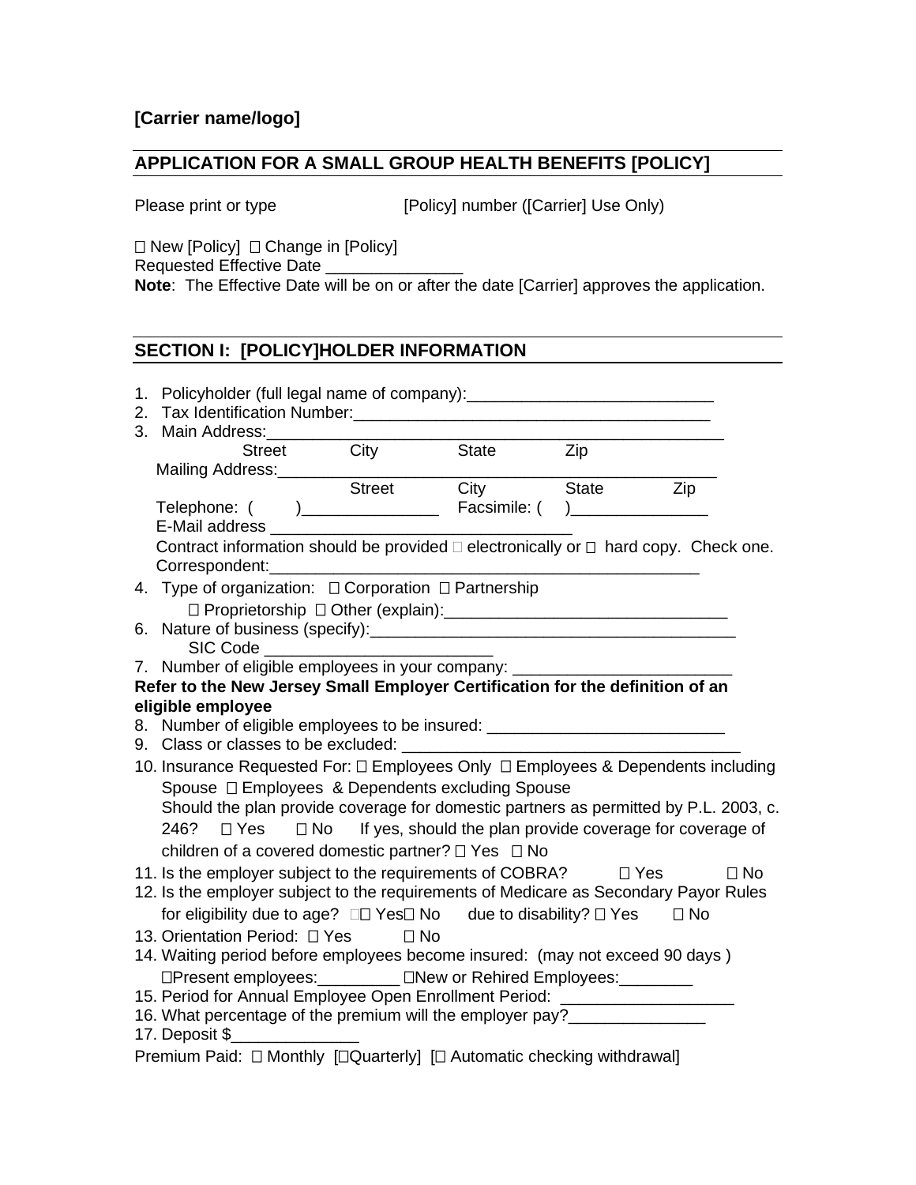**[Carrier name/logo]**

## APPLICATION FOR A SMALL GROUP HEALTH BENEFITS [POLICY]

Please print or type [Policy] number ([Carrier] Use Only)

☐ New [Policy] ☐ Change in [Policy]
Requested Effective Date _______________
**Note**: The Effective Date will be on or after the date [Carrier] approves the application.

## SECTION I: [POLICY]HOLDER INFORMATION

1. Policyholder (full legal name of company):___________________________
2. Tax Identification Number:________________________________________
3. Main Address:_________________________________________________
   Street City State Zip
   Mailing Address:_____________________________________________
   Street City State Zip
   Telephone: ( )_______________ Facsimile: ( )_______________
   E-Mail address ________________________________
   Contract information should be provided ☐ electronically or ☐ hard copy. Check one.
   Correspondent:_______________________________________________
4. Type of organization: ☐ Corporation ☐ Partnership
   ☐ Proprietorship ☐ Other (explain):_______________________________
6. Nature of business (specify):________________________________________
   SIC Code _________________________
7. Number of eligible employees in your company: ________________________

**Refer to the New Jersey Small Employer Certification for the definition of an eligible employee**

8. Number of eligible employees to be insured: __________________________
9. Class or classes to be excluded: _____________________________________
10. Insurance Requested For: ☐ Employees Only ☐ Employees & Dependents including Spouse ☐ Employees & Dependents excluding Spouse
    Should the plan provide coverage for domestic partners as permitted by P.L. 2003, c. 246? ☐ Yes ☐ No If yes, should the plan provide coverage for coverage of children of a covered domestic partner? ☐ Yes ☐ No
11. Is the employer subject to the requirements of COBRA? ☐ Yes ☐ No
12. Is the employer subject to the requirements of Medicare as Secondary Payor Rules for eligibility due to age? ☐ Yes ☐ No due to disability? ☐ Yes ☐ No
13. Orientation Period: ☐ Yes ☐ No
14. Waiting period before employees become insured: (may not exceed 90 days )
    ☐Present employees:_________ ☐New or Rehired Employees:________
15. Period for Annual Employee Open Enrollment Period: ___________________
16. What percentage of the premium will the employer pay?_______________
17. Deposit $______________

Premium Paid: ☐ Monthly [☐Quarterly] [☐ Automatic checking withdrawal]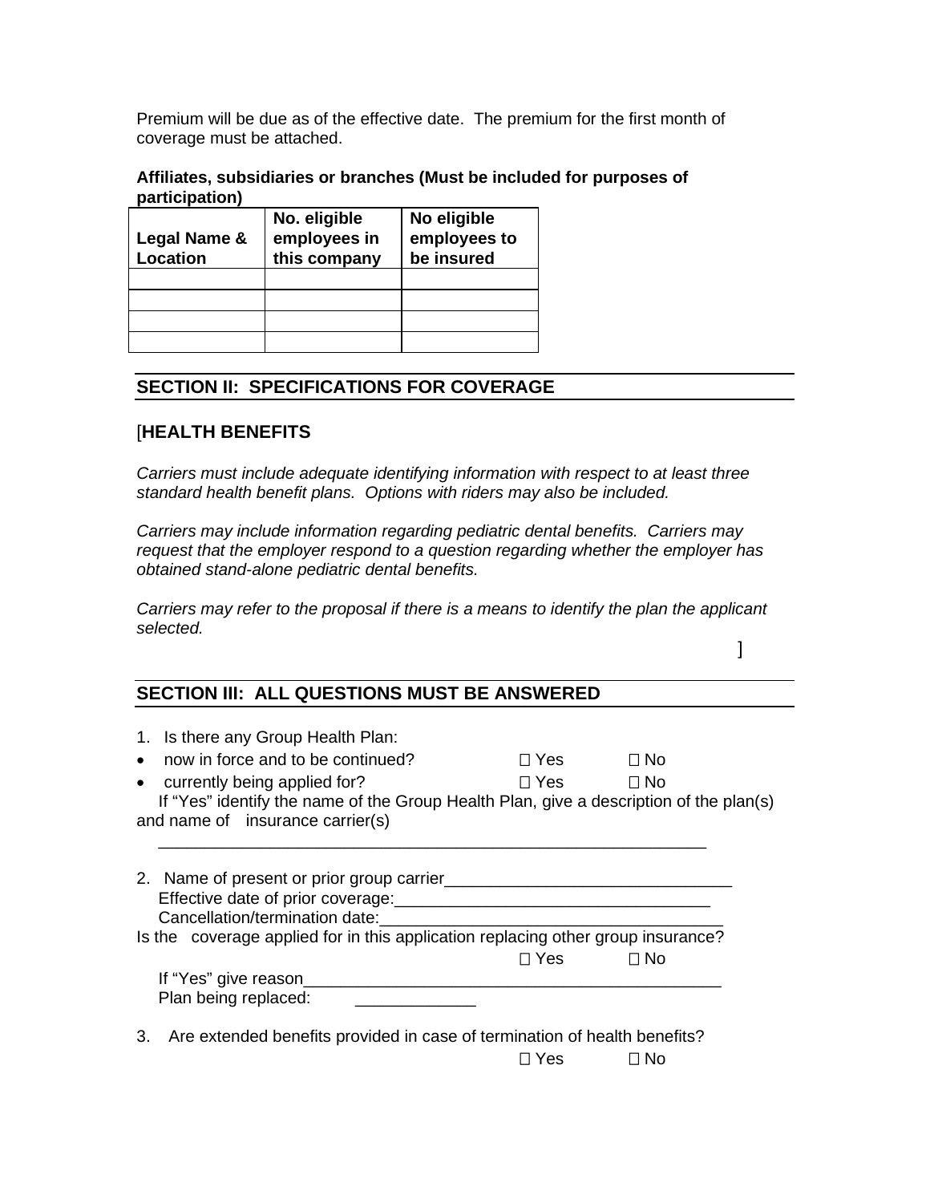Premium will be due as of the effective date. The premium for the first month of coverage must be attached.

**Affiliates, subsidiaries or branches (Must be included for purposes of participation)**

| Legal Name & Location | No. eligible employees in this company | No eligible employees to be insured |
|---|---|---|
| | | |
| | | |
| | | |
| | | |

## SECTION II: SPECIFICATIONS FOR COVERAGE

[**HEALTH BENEFITS**

*Carriers must include adequate identifying information with respect to at least three standard health benefit plans. Options with riders may also be included.*

*Carriers may include information regarding pediatric dental benefits. Carriers may request that the employer respond to a question regarding whether the employer has obtained stand-alone pediatric dental benefits.*

*Carriers may refer to the proposal if there is a means to identify the plan the applicant selected.*

]

## SECTION III: ALL QUESTIONS MUST BE ANSWERED

1. Is there any Group Health Plan:

- now in force and to be continued? ☐ Yes ☐ No
- currently being applied for? ☐ Yes ☐ No

If "Yes" identify the name of the Group Health Plan, give a description of the plan(s) and name of insurance carrier(s)

______________________________________________________________

2. Name of present or prior group carrier_______________________________

Effective date of prior coverage:__________________________________

Cancellation/termination date:____________________________________

Is the coverage applied for in this application replacing other group insurance?

☐ Yes ☐ No

If "Yes" give reason______________________________________________

Plan being replaced: _____________

3. Are extended benefits provided in case of termination of health benefits?

☐ Yes ☐ No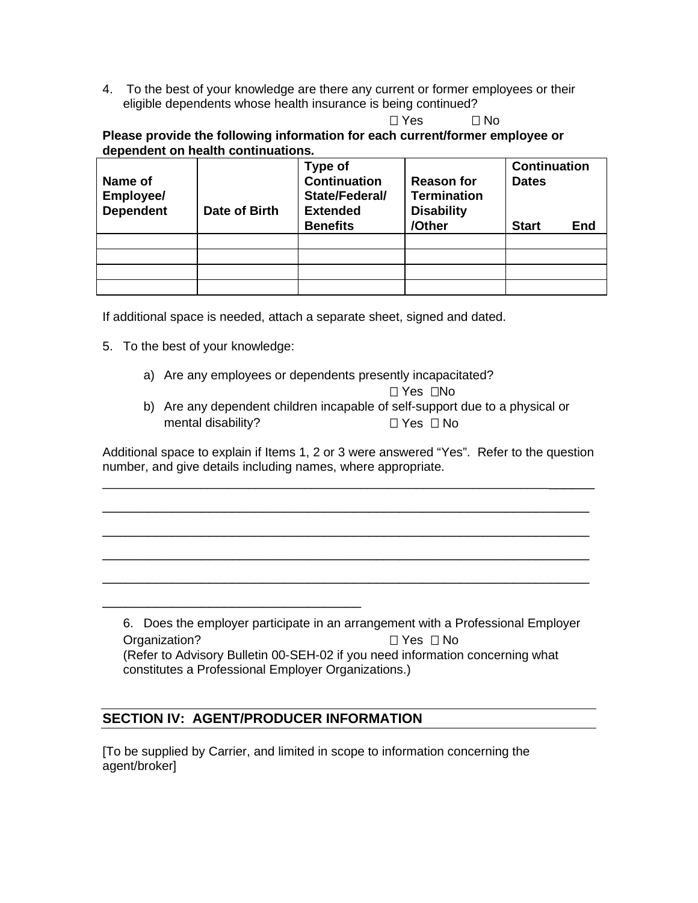4. To the best of your knowledge are there any current or former employees or their eligible dependents whose health insurance is being continued?

☐ Yes ☐ No

**Please provide the following information for each current/former employee or dependent on health continuations.**

| Name of Employee/ Dependent | Date of Birth | Type of Continuation State/Federal/ Extended Benefits | Reason for Termination Disability /Other | Continuation Dates Start End |
|---|---|---|---|---|
| | | | | |
| | | | | |
| | | | | |
| | | | | |

If additional space is needed, attach a separate sheet, signed and dated.

5. To the best of your knowledge:

   a) Are any employees or dependents presently incapacitated?
   ☐ Yes ☐No

   b) Are any dependent children incapable of self-support due to a physical or mental disability? ☐ Yes ☐ No

Additional space to explain if Items 1, 2 or 3 were answered "Yes". Refer to the question number, and give details including names, where appropriate.

_______________________________________________________________________

_______________________________________________________________________

_______________________________________________________________________

_______________________________________________________________________

_______________________________________________________________________

____________________________________

6. Does the employer participate in an arrangement with a Professional Employer Organization? ☐ Yes ☐ No
(Refer to Advisory Bulletin 00-SEH-02 if you need information concerning what constitutes a Professional Employer Organizations.)

## SECTION IV: AGENT/PRODUCER INFORMATION

[To be supplied by Carrier, and limited in scope to information concerning the agent/broker]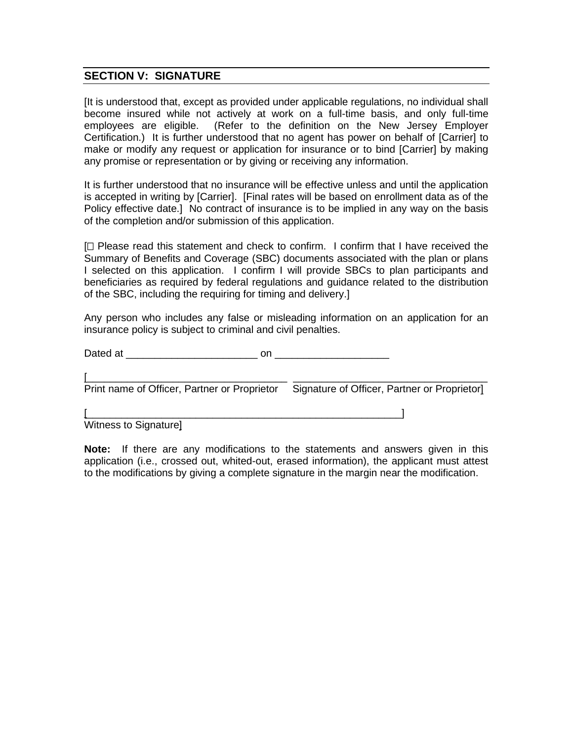## SECTION V: SIGNATURE

[It is understood that, except as provided under applicable regulations, no individual shall become insured while not actively at work on a full-time basis, and only full-time employees are eligible. (Refer to the definition on the New Jersey Employer Certification.) It is further understood that no agent has power on behalf of [Carrier] to make or modify any request or application for insurance or to bind [Carrier] by making any promise or representation or by giving or receiving any information.

It is further understood that no insurance will be effective unless and until the application is accepted in writing by [Carrier]. [Final rates will be based on enrollment data as of the Policy effective date.] No contract of insurance is to be implied in any way on the basis of the completion and/or submission of this application.

[☐ Please read this statement and check to confirm. I confirm that I have received the Summary of Benefits and Coverage (SBC) documents associated with the plan or plans I selected on this application. I confirm I will provide SBCs to plan participants and beneficiaries as required by federal regulations and guidance related to the distribution of the SBC, including the requiring for timing and delivery.]

Any person who includes any false or misleading information on an application for an insurance policy is subject to criminal and civil penalties.

Dated at ______________________ on ___________________

[__________________________________ __________________________________

Print name of Officer, Partner or Proprietor     Signature of Officer, Partner or Proprietor]

[______________________________________________________]

Witness to Signature]

**Note:** If there are any modifications to the statements and answers given in this application (i.e., crossed out, whited-out, erased information), the applicant must attest to the modifications by giving a complete signature in the margin near the modification.